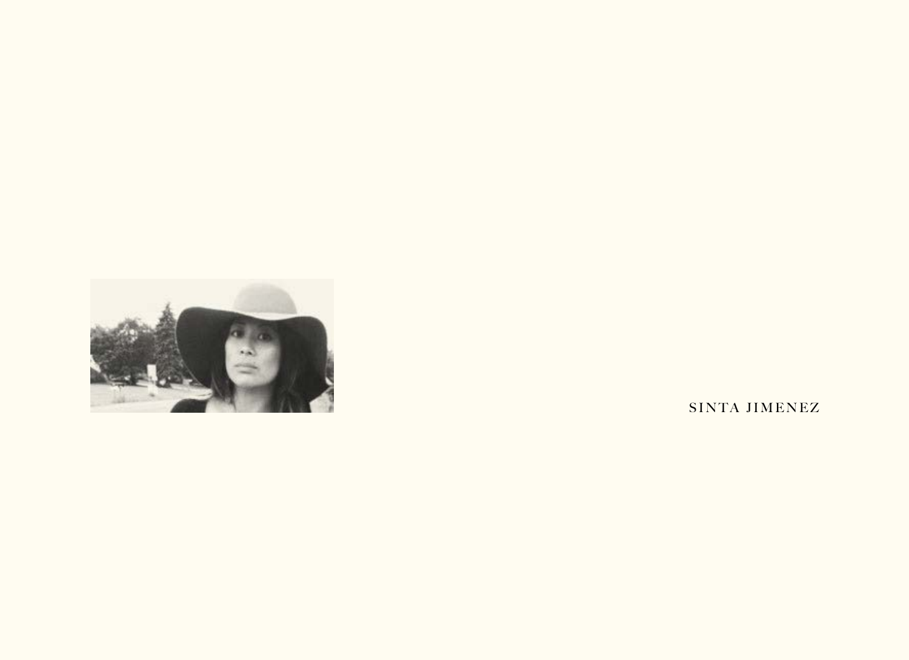SINTA JIMENEZ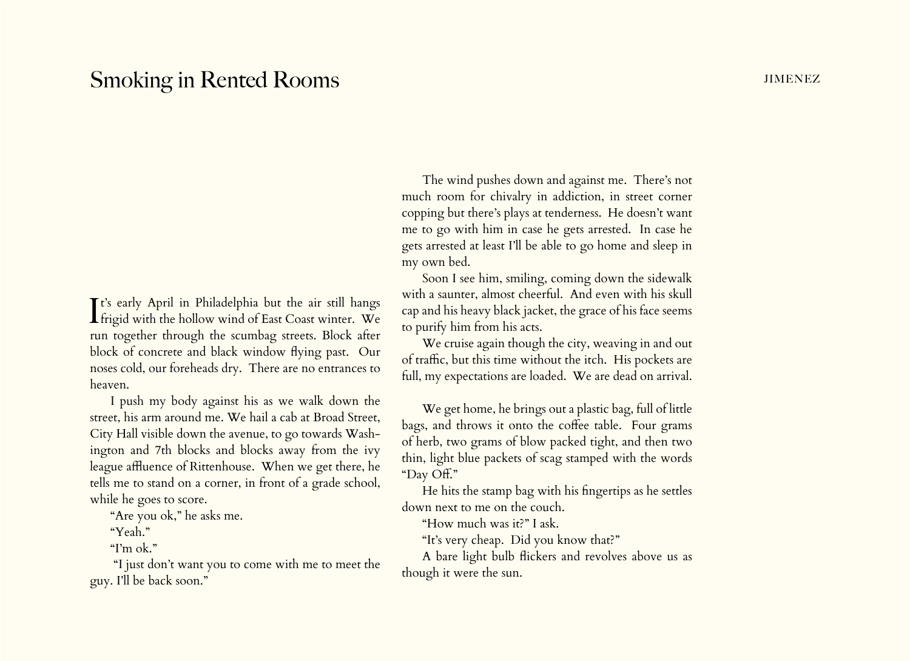# Smoking in Rented Rooms

It's early April in Philadelphia but the air still hangs frigid with the hollow wind of East Coast winter. We run together through the scumbag streets. Block after block of concrete and black window flying past. Our noses cold, our foreheads dry. There are no entrances to heaven.

I push my body against his as we walk down the street, his arm around me. We hail a cab at Broad Street, City Hall visible down the avenue, to go towards Washington and 7th blocks and blocks away from the ivy league affluence of Rittenhouse. When we get there, he tells me to stand on a corner, in front of a grade school, while he goes to score.

"Are you ok," he asks me.

"Yeah."

"I'm ok."

"I just don't want you to come with me to meet the guy. I'll be back soon."

The wind pushes down and against me. There's not much room for chivalry in addiction, in street corner copping but there's plays at tenderness. He doesn't want me to go with him in case he gets arrested. In case he gets arrested at least I'll be able to go home and sleep in my own bed.

Soon I see him, smiling, coming down the sidewalk with a saunter, almost cheerful. And even with his skull cap and his heavy black jacket, the grace of his face seems to purify him from his acts.

We cruise again though the city, weaving in and out of traffic, but this time without the itch. His pockets are full, my expectations are loaded. We are dead on arrival.

We get home, he brings out a plastic bag, full of little bags, and throws it onto the coffee table. Four grams of herb, two grams of blow packed tight, and then two thin, light blue packets of scag stamped with the words "Day Off."

He hits the stamp bag with his fingertips as he settles down next to me on the couch.

"How much was it?" I ask.

"It's very cheap. Did you know that?"

A bare light bulb flickers and revolves above us as though it were the sun.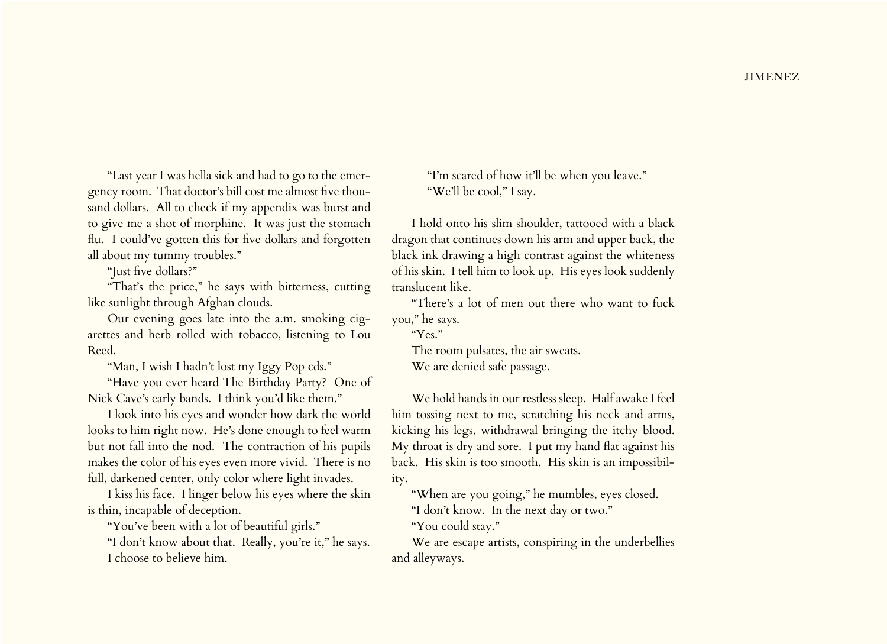"Last year I was hella sick and had to go to the emergency room. That doctor's bill cost me almost five thousand dollars. All to check if my appendix was burst and to give me a shot of morphine. It was just the stomach flu. I could've gotten this for five dollars and forgotten all about my tummy troubles."

"Just five dollars?"

"That's the price," he says with bitterness, cutting like sunlight through Afghan clouds.

Our evening goes late into the a.m. smoking cigarettes and herb rolled with tobacco, listening to Lou Reed.

"Man, I wish I hadn't lost my Iggy Pop cds."

"Have you ever heard The Birthday Party? One of Nick Cave's early bands. I think you'd like them."

I look into his eyes and wonder how dark the world looks to him right now. He's done enough to feel warm but not fall into the nod. The contraction of his pupils makes the color of his eyes even more vivid. There is no full, darkened center, only color where light invades.

I kiss his face. I linger below his eyes where the skin is thin, incapable of deception.

"You've been with a lot of beautiful girls."

"I don't know about that. Really, you're it," he says.

I choose to believe him.

"I'm scared of how it'll be when you leave."

"We'll be cool," I say.

I hold onto his slim shoulder, tattooed with a black dragon that continues down his arm and upper back, the black ink drawing a high contrast against the whiteness of his skin. I tell him to look up. His eyes look suddenly translucent like.

"There's a lot of men out there who want to fuck you," he says.

"Yes."

The room pulsates, the air sweats.

We are denied safe passage.

We hold hands in our restless sleep. Half awake I feel him tossing next to me, scratching his neck and arms, kicking his legs, withdrawal bringing the itchy blood. My throat is dry and sore. I put my hand flat against his back. His skin is too smooth. His skin is an impossibility.

"When are you going," he mumbles, eyes closed.

"I don't know. In the next day or two."

"You could stay."

We are escape artists, conspiring in the underbellies and alleyways.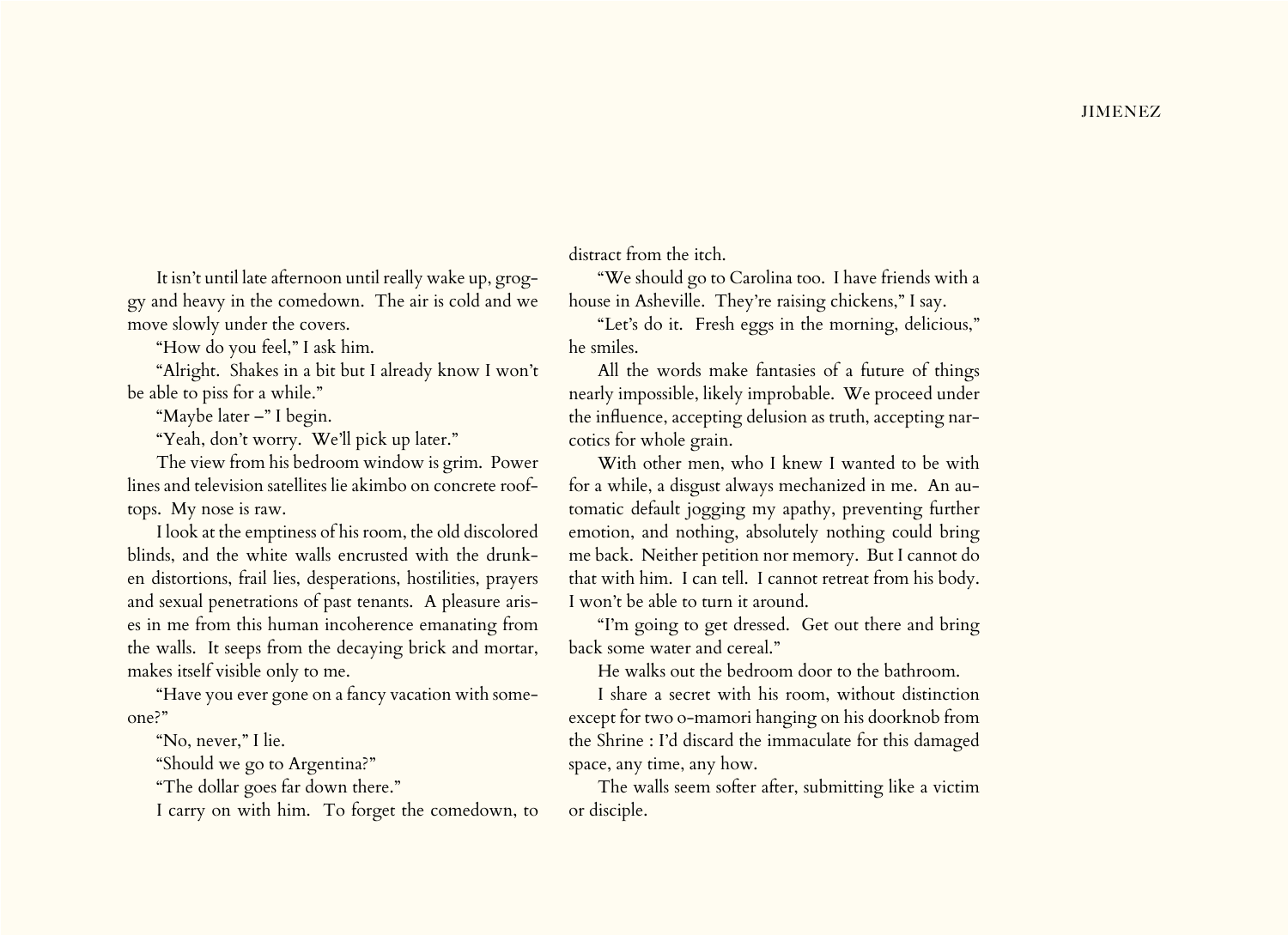It isn't until late afternoon until really wake up, groggy and heavy in the comedown. The air is cold and we move slowly under the covers.

"How do you feel," I ask him.

"Alright. Shakes in a bit but I already know I won't be able to piss for a while."

"Maybe later –" I begin.

"Yeah, don't worry. We'll pick up later."

The view from his bedroom window is grim. Power lines and television satellites lie akimbo on concrete rooftops. My nose is raw.

I look at the emptiness of his room, the old discolored blinds, and the white walls encrusted with the drunken distortions, frail lies, desperations, hostilities, prayers and sexual penetrations of past tenants. A pleasure arises in me from this human incoherence emanating from the walls. It seeps from the decaying brick and mortar, makes itself visible only to me.

"Have you ever gone on a fancy vacation with someone?"

"No, never," I lie.

"Should we go to Argentina?"

"The dollar goes far down there."

I carry on with him. To forget the comedown, to distract from the itch.

"We should go to Carolina too. I have friends with a house in Asheville. They're raising chickens," I say.

"Let's do it. Fresh eggs in the morning, delicious," he smiles.

All the words make fantasies of a future of things nearly impossible, likely improbable. We proceed under the influence, accepting delusion as truth, accepting narcotics for whole grain.

With other men, who I knew I wanted to be with for a while, a disgust always mechanized in me. An automatic default jogging my apathy, preventing further emotion, and nothing, absolutely nothing could bring me back. Neither petition nor memory. But I cannot do that with him. I can tell. I cannot retreat from his body. I won't be able to turn it around.

"I'm going to get dressed. Get out there and bring back some water and cereal."

He walks out the bedroom door to the bathroom.

I share a secret with his room, without distinction except for two o-mamori hanging on his doorknob from the Shrine : I'd discard the immaculate for this damaged space, any time, any how.

The walls seem softer after, submitting like a victim or disciple.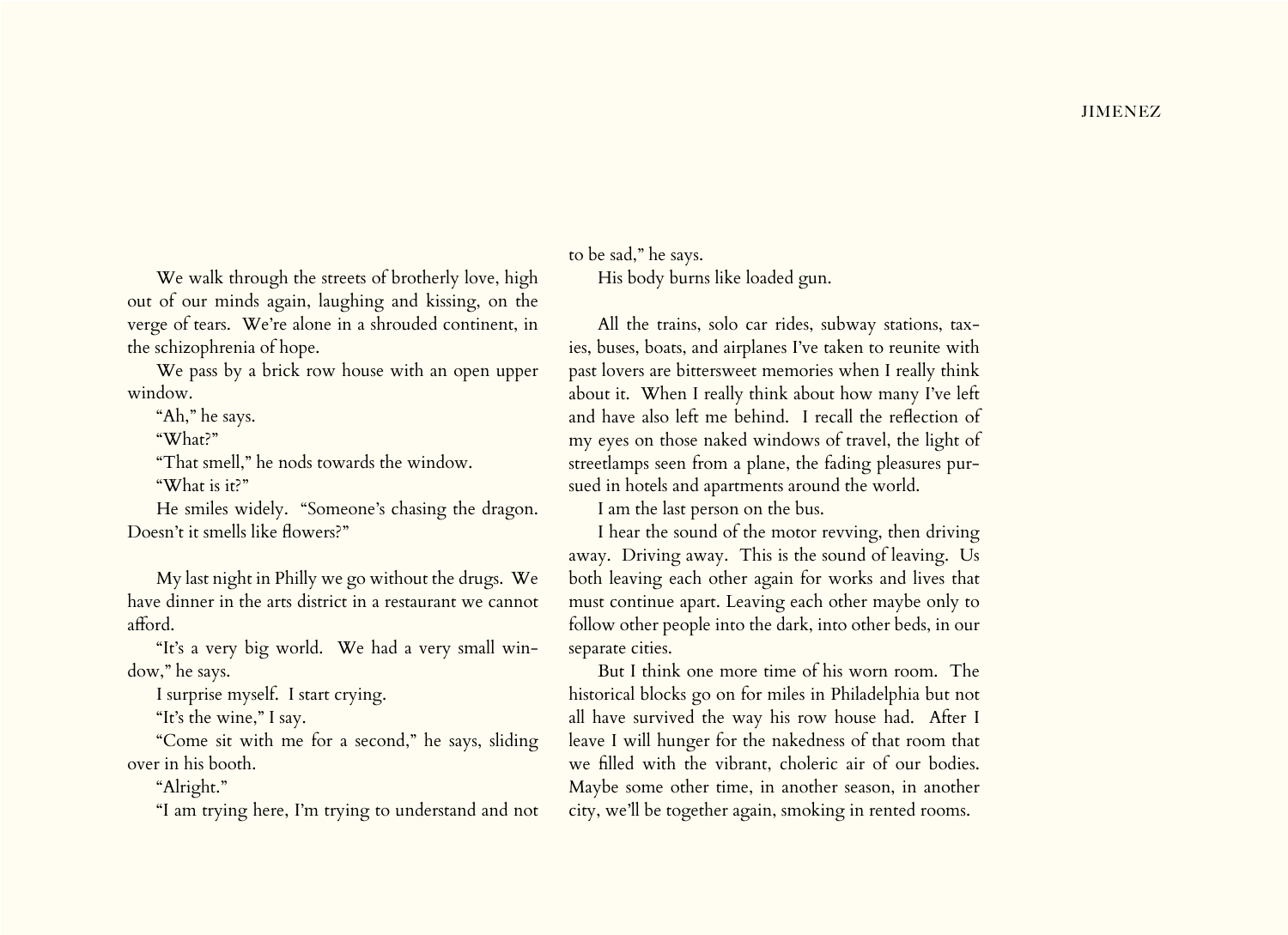We walk through the streets of brotherly love, high out of our minds again, laughing and kissing, on the verge of tears. We're alone in a shrouded continent, in the schizophrenia of hope.

We pass by a brick row house with an open upper window.

"Ah," he says.

"What?"

"That smell," he nods towards the window.

"What is it?"

He smiles widely. "Someone's chasing the dragon. Doesn't it smells like flowers?"

My last night in Philly we go without the drugs. We have dinner in the arts district in a restaurant we cannot afford.

"It's a very big world. We had a very small window," he says.

I surprise myself. I start crying.

"It's the wine," I say.

"Come sit with me for a second," he says, sliding over in his booth.

"Alright."

"I am trying here, I'm trying to understand and not to be sad," he says.

His body burns like loaded gun.

All the trains, solo car rides, subway stations, taxies, buses, boats, and airplanes I've taken to reunite with past lovers are bittersweet memories when I really think about it. When I really think about how many I've left and have also left me behind. I recall the reflection of my eyes on those naked windows of travel, the light of streetlamps seen from a plane, the fading pleasures pursued in hotels and apartments around the world.

I am the last person on the bus.

I hear the sound of the motor revving, then driving away. Driving away. This is the sound of leaving. Us both leaving each other again for works and lives that must continue apart. Leaving each other maybe only to follow other people into the dark, into other beds, in our separate cities.

But I think one more time of his worn room. The historical blocks go on for miles in Philadelphia but not all have survived the way his row house had. After I leave I will hunger for the nakedness of that room that we filled with the vibrant, choleric air of our bodies. Maybe some other time, in another season, in another city, we'll be together again, smoking in rented rooms.